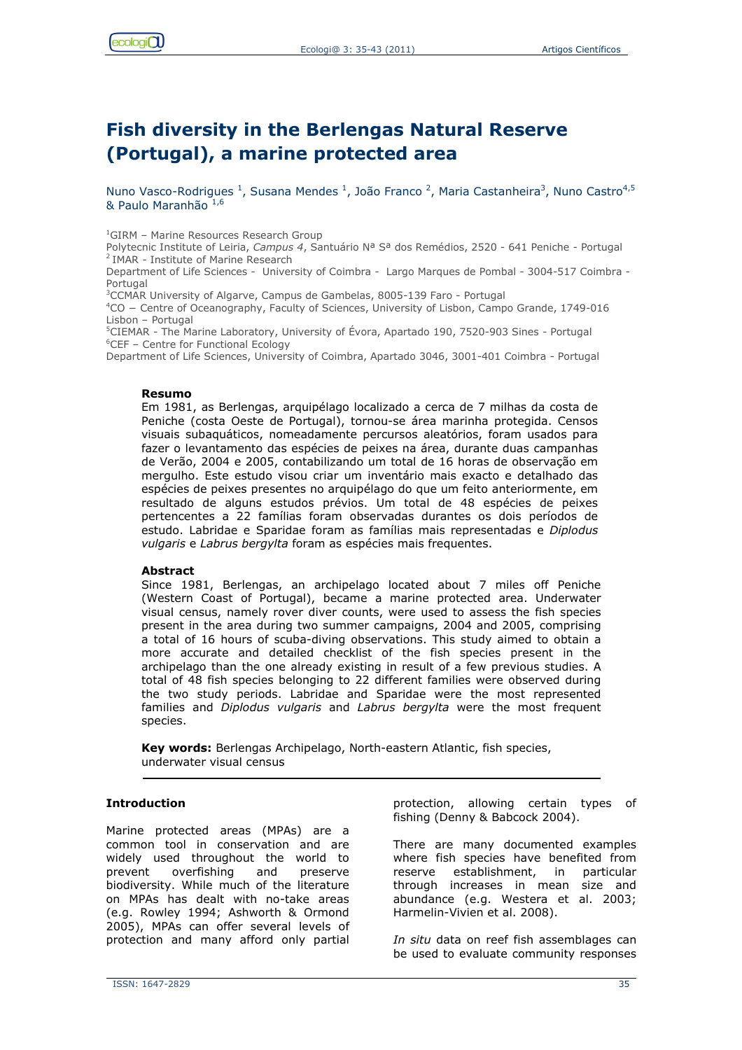# Fish diversity in the Berlengas Natural Reserve (Portugal), a marine protected area

Nuno Vasco-Rodrigues [1], Susana Mendes [1], João Franco [2], Maria Castanheira[3], Nuno Castro[4,5] & Paulo Maranhão [1,6]

[1]GIRM – Marine Resources Research Group
Polytecnic Institute of Leiria, *Campus 4*, Santuário Nª Sª dos Remédios, 2520 - 641 Peniche - Portugal
[2] IMAR - Institute of Marine Research
Department of Life Sciences - University of Coimbra - Largo Marques de Pombal - 3004-517 Coimbra - Portugal
[3]CCMAR University of Algarve, Campus de Gambelas, 8005-139 Faro - Portugal
[4]CO – Centre of Oceanography, Faculty of Sciences, University of Lisbon, Campo Grande, 1749-016 Lisbon – Portugal
[5]CIEMAR - The Marine Laboratory, University of Évora, Apartado 190, 7520-903 Sines - Portugal
[6]CEF – Centre for Functional Ecology
Department of Life Sciences, University of Coimbra, Apartado 3046, 3001-401 Coimbra - Portugal

**Resumo**

Em 1981, as Berlengas, arquipélago localizado a cerca de 7 milhas da costa de Peniche (costa Oeste de Portugal), tornou-se área marinha protegida. Censos visuais subaquáticos, nomeadamente percursos aleatórios, foram usados para fazer o levantamento das espécies de peixes na área, durante duas campanhas de Verão, 2004 e 2005, contabilizando um total de 16 horas de observação em mergulho. Este estudo visou criar um inventário mais exacto e detalhado das espécies de peixes presentes no arquipélago do que um feito anteriormente, em resultado de alguns estudos prévios. Um total de 48 espécies de peixes pertencentes a 22 famílias foram observadas durantes os dois períodos de estudo. Labridae e Sparidae foram as famílias mais representadas e *Diplodus vulgaris* e *Labrus bergylta* foram as espécies mais frequentes.

**Abstract**

Since 1981, Berlengas, an archipelago located about 7 miles off Peniche (Western Coast of Portugal), became a marine protected area. Underwater visual census, namely rover diver counts, were used to assess the fish species present in the area during two summer campaigns, 2004 and 2005, comprising a total of 16 hours of scuba-diving observations. This study aimed to obtain a more accurate and detailed checklist of the fish species present in the archipelago than the one already existing in result of a few previous studies. A total of 48 fish species belonging to 22 different families were observed during the two study periods. Labridae and Sparidae were the most represented families and *Diplodus vulgaris* and *Labrus bergylta* were the most frequent species.

**Key words:** Berlengas Archipelago, North-eastern Atlantic, fish species, underwater visual census

## Introduction

Marine protected areas (MPAs) are a common tool in conservation and are widely used throughout the world to prevent overfishing and preserve biodiversity. While much of the literature on MPAs has dealt with no-take areas (e.g. Rowley 1994; Ashworth & Ormond 2005), MPAs can offer several levels of protection and many afford only partial protection, allowing certain types of fishing (Denny & Babcock 2004).

There are many documented examples where fish species have benefited from reserve establishment, in particular through increases in mean size and abundance (e.g. Westera et al. 2003; Harmelin-Vivien et al. 2008).

*In situ* data on reef fish assemblages can be used to evaluate community responses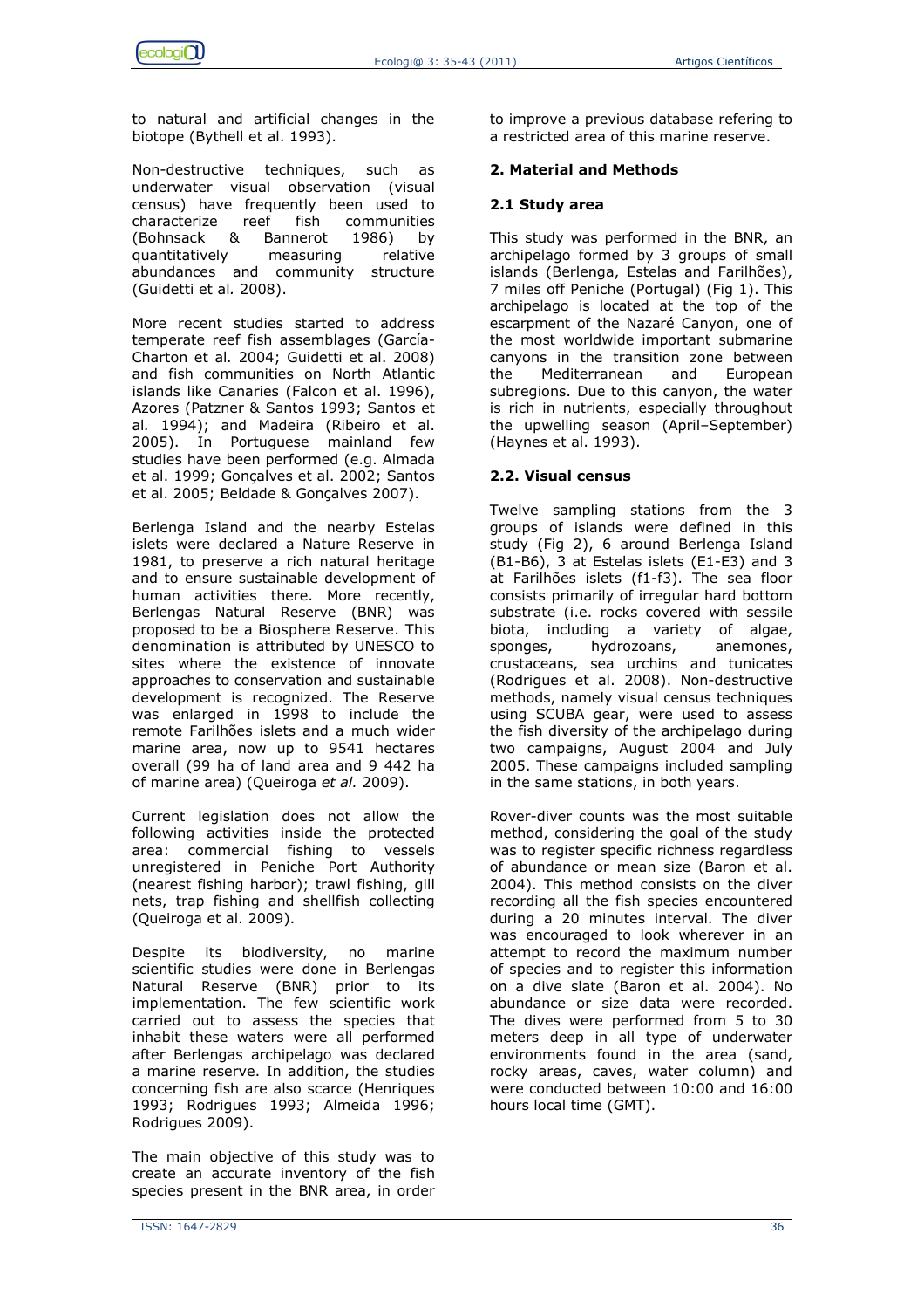to natural and artificial changes in the biotope (Bythell et al. 1993).

Non-destructive techniques, such as underwater visual observation (visual census) have frequently been used to characterize reef fish communities (Bohnsack & Bannerot 1986) by quantitatively measuring relative abundances and community structure (Guidetti et al. 2008).

More recent studies started to address temperate reef fish assemblages (García-Charton et al*.* 2004; Guidetti et al. 2008) and fish communities on North Atlantic islands like Canaries (Falcon et al. 1996), Azores (Patzner & Santos 1993; Santos et al. 1994); and Madeira (Ribeiro et al. 2005). In Portuguese mainland few studies have been performed (e.g. Almada et al. 1999; Gonçalves et al. 2002; Santos et al. 2005; Beldade & Gonçalves 2007).

Berlenga Island and the nearby Estelas islets were declared a Nature Reserve in 1981, to preserve a rich natural heritage and to ensure sustainable development of human activities there. More recently, Berlengas Natural Reserve (BNR) was proposed to be a Biosphere Reserve. This denomination is attributed by UNESCO to sites where the existence of innovate approaches to conservation and sustainable development is recognized. The Reserve was enlarged in 1998 to include the remote Farilhões islets and a much wider marine area, now up to 9541 hectares overall (99 ha of land area and 9 442 ha of marine area) (Queiroga *et al.* 2009).

Current legislation does not allow the following activities inside the protected area: commercial fishing to vessels unregistered in Peniche Port Authority (nearest fishing harbor); trawl fishing, gill nets, trap fishing and shellfish collecting (Queiroga et al. 2009).

Despite its biodiversity, no marine scientific studies were done in Berlengas Natural Reserve (BNR) prior to its implementation. The few scientific work carried out to assess the species that inhabit these waters were all performed after Berlengas archipelago was declared a marine reserve. In addition, the studies concerning fish are also scarce (Henriques 1993; Rodrigues 1993; Almeida 1996; Rodrigues 2009).

The main objective of this study was to create an accurate inventory of the fish species present in the BNR area, in order to improve a previous database refering to a restricted area of this marine reserve.

## 2. Material and Methods

### 2.1 Study area

This study was performed in the BNR, an archipelago formed by 3 groups of small islands (Berlenga, Estelas and Farilhões), 7 miles off Peniche (Portugal) (Fig 1). This archipelago is located at the top of the escarpment of the Nazaré Canyon, one of the most worldwide important submarine canyons in the transition zone between the Mediterranean and European subregions. Due to this canyon, the water is rich in nutrients, especially throughout the upwelling season (April–September) (Haynes et al. 1993).

### 2.2. Visual census

Twelve sampling stations from the 3 groups of islands were defined in this study (Fig 2), 6 around Berlenga Island (B1-B6), 3 at Estelas islets (E1-E3) and 3 at Farilhões islets (f1-f3). The sea floor consists primarily of irregular hard bottom substrate (i.e. rocks covered with sessile biota, including a variety of algae, sponges, hydrozoans, anemones, crustaceans, sea urchins and tunicates (Rodrigues et al. 2008). Non-destructive methods, namely visual census techniques using SCUBA gear, were used to assess the fish diversity of the archipelago during two campaigns, August 2004 and July 2005. These campaigns included sampling in the same stations, in both years.

Rover-diver counts was the most suitable method, considering the goal of the study was to register specific richness regardless of abundance or mean size (Baron et al. 2004). This method consists on the diver recording all the fish species encountered during a 20 minutes interval. The diver was encouraged to look wherever in an attempt to record the maximum number of species and to register this information on a dive slate (Baron et al. 2004). No abundance or size data were recorded. The dives were performed from 5 to 30 meters deep in all type of underwater environments found in the area (sand, rocky areas, caves, water column) and were conducted between 10:00 and 16:00 hours local time (GMT).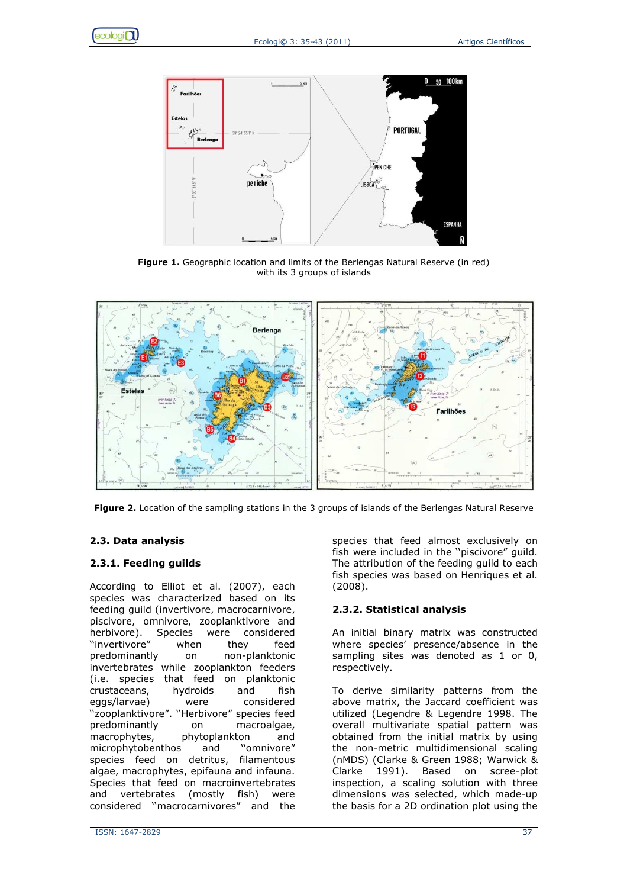**Figure 1.** Geographic location and limits of the Berlengas Natural Reserve (in red) with its 3 groups of islands

**Figure 2.** Location of the sampling stations in the 3 groups of islands of the Berlengas Natural Reserve

### 2.3. Data analysis

#### 2.3.1. Feeding guilds

According to Elliot et al. (2007), each species was characterized based on its feeding guild (invertivore, macrocarnivore, piscivore, omnivore, zooplanktivore and herbivore). Species were considered "invertivore" when they feed predominantly on non-planktonic invertebrates while zooplankton feeders (i.e. species that feed on planktonic crustaceans, hydroids and fish eggs/larvae) were considered "zooplanktivore". "Herbivore" species feed predominantly on macroalgae, macrophytes, phytoplankton and microphytobenthos and "omnivore" species feed on detritus, filamentous algae, macrophytes, epifauna and infauna. Species that feed on macroinvertebrates and vertebrates (mostly fish) were considered "macrocarnivores" and the species that feed almost exclusively on fish were included in the "piscivore" guild. The attribution of the feeding guild to each fish species was based on Henriques et al. (2008).

#### 2.3.2. Statistical analysis

An initial binary matrix was constructed where species' presence/absence in the sampling sites was denoted as 1 or 0, respectively.

To derive similarity patterns from the above matrix, the Jaccard coefficient was utilized (Legendre & Legendre 1998. The overall multivariate spatial pattern was obtained from the initial matrix by using the non-metric multidimensional scaling (nMDS) (Clarke & Green 1988; Warwick & Clarke 1991). Based on scree-plot inspection, a scaling solution with three dimensions was selected, which made-up the basis for a 2D ordination plot using the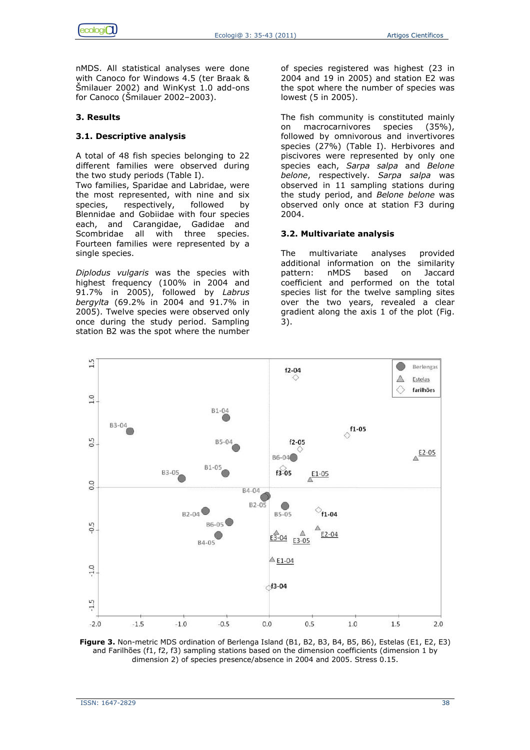nMDS. All statistical analyses were done with Canoco for Windows 4.5 (ter Braak & Šmilauer 2002) and WinKyst 1.0 add-ons for Canoco (Šmilauer 2002–2003).

## 3. Results

### 3.1. Descriptive analysis

A total of 48 fish species belonging to 22 different families were observed during the two study periods (Table I).
Two families, Sparidae and Labridae, were the most represented, with nine and six species, respectively, followed by Blennidae and Gobiidae with four species each, and Carangidae, Gadidae and Scombridae all with three species. Fourteen families were represented by a single species.

*Diplodus vulgaris* was the species with highest frequency (100% in 2004 and 91.7% in 2005), followed by *Labrus bergylta* (69.2% in 2004 and 91.7% in 2005). Twelve species were observed only once during the study period. Sampling station B2 was the spot where the number of species registered was highest (23 in 2004 and 19 in 2005) and station E2 was the spot where the number of species was lowest (5 in 2005).

The fish community is constituted mainly on macrocarnivores species (35%), followed by omnivorous and invertivores species (27%) (Table I). Herbivores and piscivores were represented by only one species each, *Sarpa salpa* and *Belone belone*, respectively. *Sarpa salpa* was observed in 11 sampling stations during the study period, and *Belone belone* was observed only once at station F3 during 2004.

### 3.2. Multivariate analysis

The multivariate analyses provided additional information on the similarity pattern: nMDS based on Jaccard coefficient and performed on the total species list for the twelve sampling sites over the two years, revealed a clear gradient along the axis 1 of the plot (Fig. 3).

**Figure 3.** Non-metric MDS ordination of Berlenga Island (B1, B2, B3, B4, B5, B6), Estelas (E1, E2, E3) and Farilhões (f1, f2, f3) sampling stations based on the dimension coefficients (dimension 1 by dimension 2) of species presence/absence in 2004 and 2005. Stress 0.15.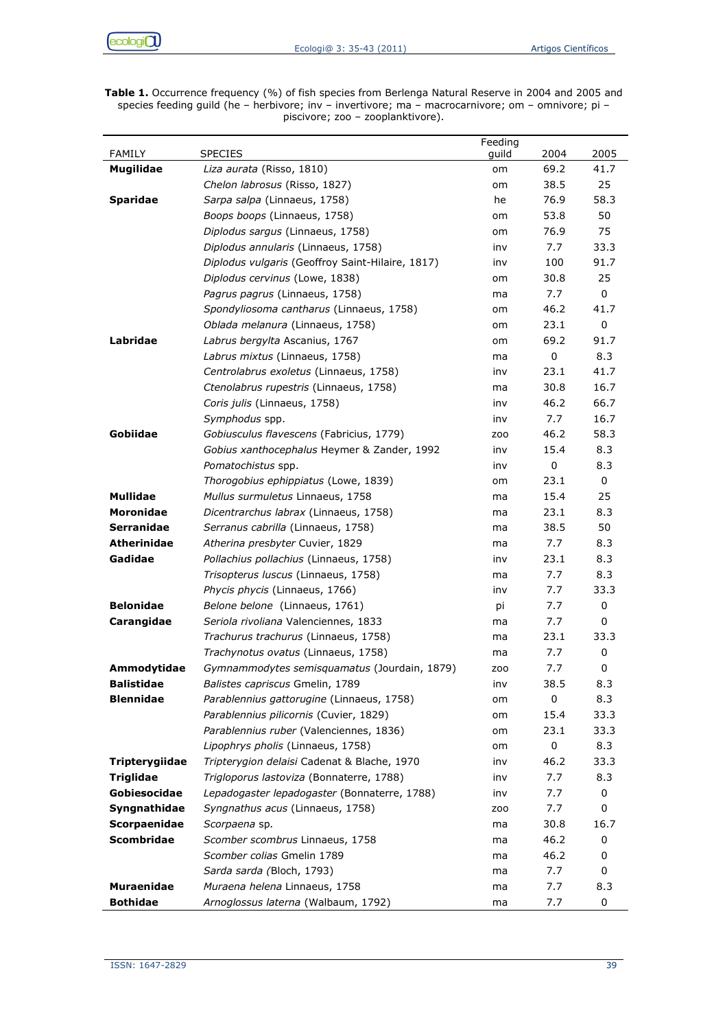**Table 1.** Occurrence frequency (%) of fish species from Berlenga Natural Reserve in 2004 and 2005 and species feeding guild (he – herbivore; inv – invertivore; ma – macrocarnivore; om – omnivore; pi – piscivore; zoo – zooplanktivore).

| FAMILY | SPECIES | Feeding guild | 2004 | 2005 |
|---|---|---|---|---|
| **Mugilidae** | *Liza aurata* (Risso, 1810) | om | 69.2 | 41.7 |
| | *Chelon labrosus* (Risso, 1827) | om | 38.5 | 25 |
| **Sparidae** | *Sarpa salpa* (Linnaeus, 1758) | he | 76.9 | 58.3 |
| | *Boops boops* (Linnaeus, 1758) | om | 53.8 | 50 |
| | *Diplodus sargus* (Linnaeus, 1758) | om | 76.9 | 75 |
| | *Diplodus annularis* (Linnaeus, 1758) | inv | 7.7 | 33.3 |
| | *Diplodus vulgaris* (Geoffroy Saint-Hilaire, 1817) | inv | 100 | 91.7 |
| | *Diplodus cervinus* (Lowe, 1838) | om | 30.8 | 25 |
| | *Pagrus pagrus* (Linnaeus, 1758) | ma | 7.7 | 0 |
| | *Spondyliosoma cantharus* (Linnaeus, 1758) | om | 46.2 | 41.7 |
| | *Oblada melanura* (Linnaeus, 1758) | om | 23.1 | 0 |
| **Labridae** | *Labrus bergylta* Ascanius, 1767 | om | 69.2 | 91.7 |
| | *Labrus mixtus* (Linnaeus, 1758) | ma | 0 | 8.3 |
| | *Centrolabrus exoletus* (Linnaeus, 1758) | inv | 23.1 | 41.7 |
| | *Ctenolabrus rupestris* (Linnaeus, 1758) | ma | 30.8 | 16.7 |
| | *Coris julis* (Linnaeus, 1758) | inv | 46.2 | 66.7 |
| | *Symphodus* spp. | inv | 7.7 | 16.7 |
| **Gobiidae** | *Gobiusculus flavescens* (Fabricius, 1779) | zoo | 46.2 | 58.3 |
| | *Gobius xanthocephalus* Heymer & Zander, 1992 | inv | 15.4 | 8.3 |
| | *Pomatochistus* spp. | inv | 0 | 8.3 |
| | *Thorogobius ephippiatus* (Lowe, 1839) | om | 23.1 | 0 |
| **Mullidae** | *Mullus surmuletus* Linnaeus, 1758 | ma | 15.4 | 25 |
| **Moronidae** | *Dicentrarchus labrax* (Linnaeus, 1758) | ma | 23.1 | 8.3 |
| **Serranidae** | *Serranus cabrilla* (Linnaeus, 1758) | ma | 38.5 | 50 |
| **Atherinidae** | *Atherina presbyter* Cuvier, 1829 | ma | 7.7 | 8.3 |
| **Gadidae** | *Pollachius pollachius* (Linnaeus, 1758) | inv | 23.1 | 8.3 |
| | *Trisopterus luscus* (Linnaeus, 1758) | ma | 7.7 | 8.3 |
| | *Phycis phycis* (Linnaeus, 1766) | inv | 7.7 | 33.3 |
| **Belonidae** | *Belone belone* (Linnaeus, 1761) | pi | 7.7 | 0 |
| **Carangidae** | *Seriola rivoliana* Valenciennes, 1833 | ma | 7.7 | 0 |
| | *Trachurus trachurus* (Linnaeus, 1758) | ma | 23.1 | 33.3 |
| | *Trachynotus ovatus* (Linnaeus, 1758) | ma | 7.7 | 0 |
| **Ammodytidae** | *Gymnammodytes semisquamatus* (Jourdain, 1879) | zoo | 7.7 | 0 |
| **Balistidae** | *Balistes capriscus* Gmelin, 1789 | inv | 38.5 | 8.3 |
| **Blennidae** | *Parablennius gattorugine* (Linnaeus, 1758) | om | 0 | 8.3 |
| | *Parablennius pilicornis* (Cuvier, 1829) | om | 15.4 | 33.3 |
| | *Parablennius ruber* (Valenciennes, 1836) | om | 23.1 | 33.3 |
| | *Lipophrys pholis* (Linnaeus, 1758) | om | 0 | 8.3 |
| **Tripterygiidae** | *Tripterygion delaisi* Cadenat & Blache, 1970 | inv | 46.2 | 33.3 |
| **Triglidae** | *Trigloporus lastoviza* (Bonnaterre, 1788) | inv | 7.7 | 8.3 |
| **Gobiesocidae** | *Lepadogaster lepadogaster* (Bonnaterre, 1788) | inv | 7.7 | 0 |
| **Syngnathidae** | *Syngnathus acus* (Linnaeus, 1758) | zoo | 7.7 | 0 |
| **Scorpaenidae** | *Scorpaena* sp. | ma | 30.8 | 16.7 |
| **Scombridae** | *Scomber scombrus* Linnaeus, 1758 | ma | 46.2 | 0 |
| | *Scomber colias* Gmelin 1789 | ma | 46.2 | 0 |
| | *Sarda sarda* (Bloch, 1793) | ma | 7.7 | 0 |
| **Muraenidae** | *Muraena helena* Linnaeus, 1758 | ma | 7.7 | 8.3 |
| **Bothidae** | *Arnoglossus laterna* (Walbaum, 1792) | ma | 7.7 | 0 |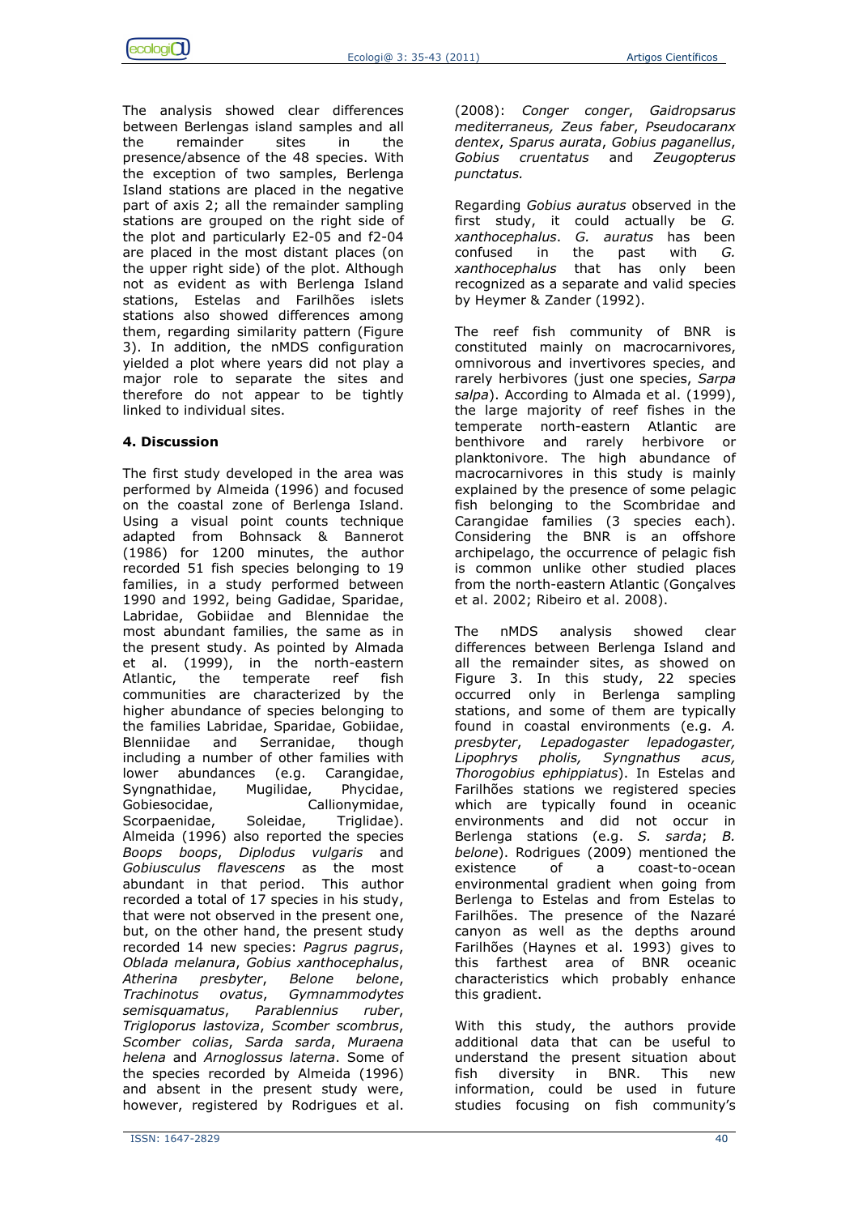The analysis showed clear differences between Berlengas island samples and all the remainder sites in the presence/absence of the 48 species. With the exception of two samples, Berlenga Island stations are placed in the negative part of axis 2; all the remainder sampling stations are grouped on the right side of the plot and particularly E2-05 and f2-04 are placed in the most distant places (on the upper right side) of the plot. Although not as evident as with Berlenga Island stations, Estelas and Farilhões islets stations also showed differences among them, regarding similarity pattern (Figure 3). In addition, the nMDS configuration yielded a plot where years did not play a major role to separate the sites and therefore do not appear to be tightly linked to individual sites.

## 4. Discussion

The first study developed in the area was performed by Almeida (1996) and focused on the coastal zone of Berlenga Island. Using a visual point counts technique adapted from Bohnsack & Bannerot (1986) for 1200 minutes, the author recorded 51 fish species belonging to 19 families, in a study performed between 1990 and 1992, being Gadidae, Sparidae, Labridae, Gobiidae and Blenniidae the most abundant families, the same as in the present study. As pointed by Almada et al. (1999), in the north-eastern Atlantic, the temperate reef fish communities are characterized by the higher abundance of species belonging to the families Labridae, Sparidae, Gobiidae, Blenniidae and Serranidae, though including a number of other families with lower abundances (e.g. Carangidae, Syngnathidae, Mugilidae, Phycidae, Gobiesocidae, Callionymidae, Scorpaenidae, Soleidae, Triglidae). Almeida (1996) also reported the species *Boops boops*, *Diplodus vulgaris* and *Gobiusculus flavescens* as the most abundant in that period. This author recorded a total of 17 species in his study, that were not observed in the present one, but, on the other hand, the present study recorded 14 new species: *Pagrus pagrus*, *Oblada melanura*, *Gobius xanthocephalus*, *Atherina presbyter*, *Belone belone*, *Trachinotus ovatus*, *Gymnammodytes semisquamatus*, *Parablennius ruber*, *Trigloporus lastoviza*, *Scomber scombrus*, *Scomber colias*, *Sarda sarda*, *Muraena helena* and *Arnoglossus laterna*. Some of the species recorded by Almeida (1996) and absent in the present study were, however, registered by Rodrigues et al. (2008): *Conger conger*, *Gaidropsarus mediterraneus, Zeus faber*, *Pseudocaranx dentex*, *Sparus aurata*, *Gobius paganellus*, *Gobius cruentatus* and *Zeugopterus punctatus.*

Regarding *Gobius auratus* observed in the first study, it could actually be *G. xanthocephalus*. *G. auratus* has been confused in the past with *G. xanthocephalus* that has only been recognized as a separate and valid species by Heymer & Zander (1992).

The reef fish community of BNR is constituted mainly on macrocarnivores, omnivorous and invertivores species, and rarely herbivores (just one species, *Sarpa salpa*). According to Almada et al. (1999), the large majority of reef fishes in the temperate north-eastern Atlantic are benthivore and rarely herbivore or planktonivore. The high abundance of macrocarnivores in this study is mainly explained by the presence of some pelagic fish belonging to the Scombridae and Carangidae families (3 species each). Considering the BNR is an offshore archipelago, the occurrence of pelagic fish is common unlike other studied places from the north-eastern Atlantic (Gonçalves et al. 2002; Ribeiro et al. 2008).

The nMDS analysis showed clear differences between Berlenga Island and all the remainder sites, as showed on Figure 3. In this study, 22 species occurred only in Berlenga sampling stations, and some of them are typically found in coastal environments (e.g. *A. presbyter*, *Lepadogaster lepadogaster, Lipophrys pholis, Syngnathus acus, Thorogobius ephippiatus*). In Estelas and Farilhões stations we registered species which are typically found in oceanic environments and did not occur in Berlenga stations (e.g. *S. sarda*; *B. belone*). Rodrigues (2009) mentioned the existence of a coast-to-ocean environmental gradient when going from Berlenga to Estelas and from Estelas to Farilhões. The presence of the Nazaré canyon as well as the depths around Farilhões (Haynes et al. 1993) gives to this farthest area of BNR oceanic characteristics which probably enhance this gradient.

With this study, the authors provide additional data that can be useful to understand the present situation about fish diversity in BNR. This new information, could be used in future studies focusing on fish community's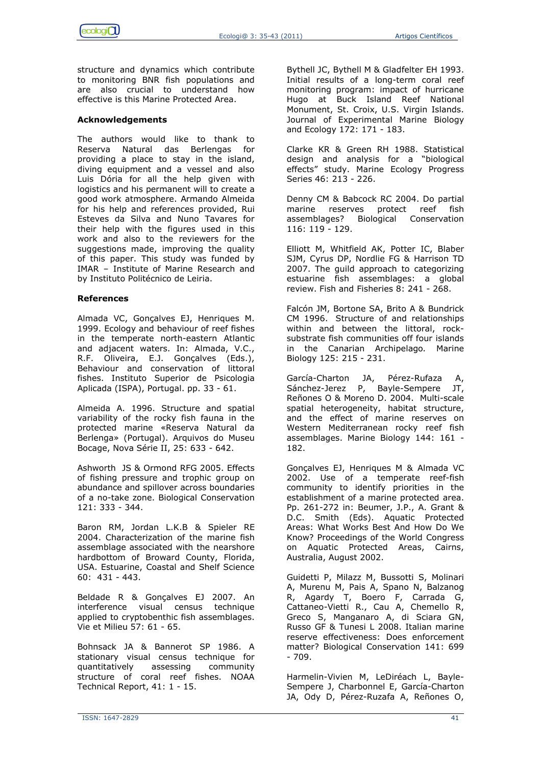structure and dynamics which contribute to monitoring BNR fish populations and are also crucial to understand how effective is this Marine Protected Area.

**Acknowledgements**

The authors would like to thank to Reserva Natural das Berlengas for providing a place to stay in the island, diving equipment and a vessel and also Luis Dória for all the help given with logistics and his permanent will to create a good work atmosphere. Armando Almeida for his help and references provided, Rui Esteves da Silva and Nuno Tavares for their help with the figures used in this work and also to the reviewers for the suggestions made, improving the quality of this paper. This study was funded by IMAR – Institute of Marine Research and by Instituto Politécnico de Leiria.

**References**

Almada VC, Gonçalves EJ, Henriques M. 1999. Ecology and behaviour of reef fishes in the temperate north-eastern Atlantic and adjacent waters. In: Almada, V.C., R.F. Oliveira, E.J. Gonçalves (Eds.), Behaviour and conservation of littoral fishes. Instituto Superior de Psicologia Aplicada (ISPA), Portugal. pp. 33 - 61.

Almeida A. 1996. Structure and spatial variability of the rocky fish fauna in the protected marine «Reserva Natural da Berlenga» (Portugal). Arquivos do Museu Bocage, Nova Série II, 25: 633 - 642.

Ashworth JS & Ormond RFG 2005. Effects of fishing pressure and trophic group on abundance and spillover across boundaries of a no-take zone. Biological Conservation 121: 333 - 344.

Baron RM, Jordan L.K.B & Spieler RE 2004. Characterization of the marine fish assemblage associated with the nearshore hardbottom of Broward County, Florida, USA. Estuarine, Coastal and Shelf Science 60: 431 - 443.

Beldade R & Gonçalves EJ 2007. An interference visual census technique applied to cryptobenthic fish assemblages. Vie et Milieu 57: 61 - 65.

Bohnsack JA & Bannerot SP 1986. A stationary visual census technique for quantitatively assessing community structure of coral reef fishes. NOAA Technical Report, 41: 1 - 15.

Bythell JC, Bythell M & Gladfelter EH 1993. Initial results of a long-term coral reef monitoring program: impact of hurricane Hugo at Buck Island Reef National Monument, St. Croix, U.S. Virgin Islands. Journal of Experimental Marine Biology and Ecology 172: 171 - 183.

Clarke KR & Green RH 1988. Statistical design and analysis for a "biological effects" study. Marine Ecology Progress Series 46: 213 - 226.

Denny CM & Babcock RC 2004. Do partial marine reserves protect reef fish assemblages? Biological Conservation 116: 119 - 129.

Elliott M, Whitfield AK, Potter IC, Blaber SJM, Cyrus DP, Nordlie FG & Harrison TD 2007. The guild approach to categorizing estuarine fish assemblages: a global review. Fish and Fisheries 8: 241 - 268.

Falcón JM, Bortone SA, Brito A & Bundrick CM 1996. Structure of and relationships within and between the littoral, rock-substrate fish communities off four islands in the Canarian Archipelago. Marine Biology 125: 215 - 231.

García-Charton JA, Pérez-Rufaza A, Sánchez-Jerez P, Bayle-Sempere JT, Reñones O & Moreno D. 2004. Multi-scale spatial heterogeneity, habitat structure, and the effect of marine reserves on Western Mediterranean rocky reef fish assemblages. Marine Biology 144: 161 - 182.

Gonçalves EJ, Henriques M & Almada VC 2002. Use of a temperate reef-fish community to identify priorities in the establishment of a marine protected area. Pp. 261-272 in: Beumer, J.P., A. Grant & D.C. Smith (Eds). Aquatic Protected Areas: What Works Best And How Do We Know? Proceedings of the World Congress on Aquatic Protected Areas, Cairns, Australia, August 2002.

Guidetti P, Milazz M, Bussotti S, Molinari A, Murenu M, Pais A, Spano N, Balzanog R, Agardy T, Boero F, Carrada G, Cattaneo-Vietti R., Cau A, Chemello R, Greco S, Manganaro A, di Sciara GN, Russo GF & Tunesi L 2008. Italian marine reserve effectiveness: Does enforcement matter? Biological Conservation 141: 699 - 709.

Harmelin-Vivien M, LeDiréach L, Bayle-Sempere J, Charbonnel E, García-Charton JA, Ody D, Pérez-Ruzafa A, Reñones O,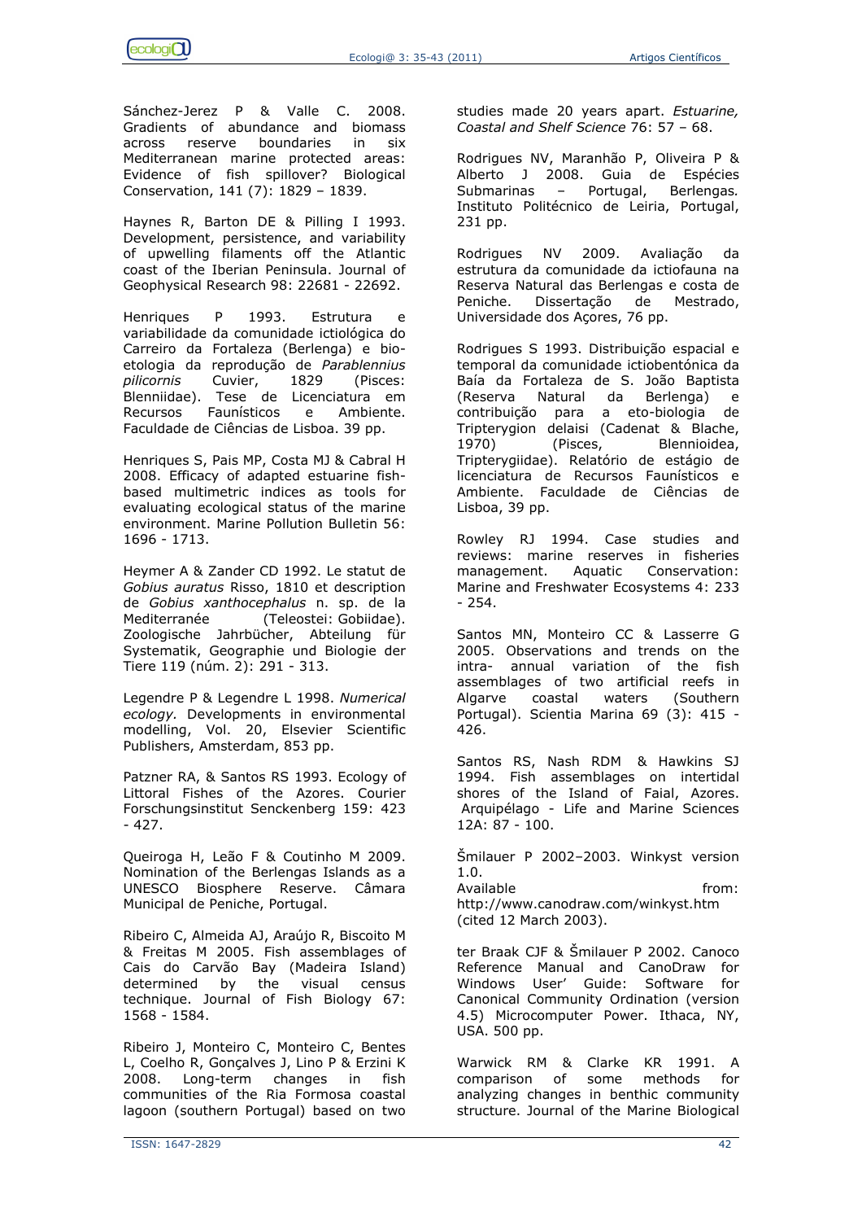Sánchez-Jerez P & Valle C. 2008. Gradients of abundance and biomass across reserve boundaries in six Mediterranean marine protected areas: Evidence of fish spillover? Biological Conservation, 141 (7): 1829 – 1839.

Haynes R, Barton DE & Pilling I 1993. Development, persistence, and variability of upwelling filaments off the Atlantic coast of the Iberian Peninsula. Journal of Geophysical Research 98: 22681 - 22692.

Henriques P 1993. Estrutura e variabilidade da comunidade ictiológica do Carreiro da Fortaleza (Berlenga) e bio-etologia da reprodução de *Parablennius pilicornis* Cuvier, 1829 (Pisces: Blenniidae). Tese de Licenciatura em Recursos Faunísticos e Ambiente. Faculdade de Ciências de Lisboa. 39 pp.

Henriques S, Pais MP, Costa MJ & Cabral H 2008. Efficacy of adapted estuarine fish-based multimetric indices as tools for evaluating ecological status of the marine environment. Marine Pollution Bulletin 56: 1696 - 1713.

Heymer A & Zander CD 1992. Le statut de *Gobius auratus* Risso, 1810 et description de *Gobius xanthocephalus* n. sp. de la Mediterranée (Teleostei: Gobiidae). Zoologische Jahrbücher, Abteilung für Systematik, Geographie und Biologie der Tiere 119 (núm. 2): 291 - 313.

Legendre P & Legendre L 1998. *Numerical ecology.* Developments in environmental modelling, Vol. 20, Elsevier Scientific Publishers, Amsterdam, 853 pp.

Patzner RA, & Santos RS 1993. Ecology of Littoral Fishes of the Azores. Courier Forschungsinstitut Senckenberg 159: 423 - 427.

Queiroga H, Leão F & Coutinho M 2009. Nomination of the Berlengas Islands as a UNESCO Biosphere Reserve. Câmara Municipal de Peniche, Portugal.

Ribeiro C, Almeida AJ, Araújo R, Biscoito M & Freitas M 2005. Fish assemblages of Cais do Carvão Bay (Madeira Island) determined by the visual census technique. Journal of Fish Biology 67: 1568 - 1584.

Ribeiro J, Monteiro C, Monteiro C, Bentes L, Coelho R, Gonçalves J, Lino P & Erzini K 2008. Long-term changes in fish communities of the Ria Formosa coastal lagoon (southern Portugal) based on two studies made 20 years apart. *Estuarine, Coastal and Shelf Science* 76: 57 – 68.

Rodrigues NV, Maranhão P, Oliveira P & Alberto J 2008. Guia de Espécies Submarinas – Portugal, Berlengas. Instituto Politécnico de Leiria, Portugal, 231 pp.

Rodrigues NV 2009. Avaliação da estrutura da comunidade da ictiofauna na Reserva Natural das Berlengas e costa de Peniche. Dissertação de Mestrado, Universidade dos Açores, 76 pp.

Rodrigues S 1993. Distribuição espacial e temporal da comunidade ictiobentónica da Baía da Fortaleza de S. João Baptista (Reserva Natural da Berlenga) e contribuição para a eto-biologia de Tripterygion delaisi (Cadenat & Blache, 1970) (Pisces, Blennioidea, Tripterygiidae). Relatório de estágio de licenciatura de Recursos Faunísticos e Ambiente. Faculdade de Ciências de Lisboa, 39 pp.

Rowley RJ 1994. Case studies and reviews: marine reserves in fisheries management. Aquatic Conservation: Marine and Freshwater Ecosystems 4: 233 - 254.

Santos MN, Monteiro CC & Lasserre G 2005. Observations and trends on the intra- annual variation of the fish assemblages of two artificial reefs in Algarve coastal waters (Southern Portugal). Scientia Marina 69 (3): 415 - 426.

Santos RS, Nash RDM & Hawkins SJ 1994. Fish assemblages on intertidal shores of the Island of Faial, Azores. Arquipélago - Life and Marine Sciences 12A: 87 - 100.

Šmilauer P 2002–2003. Winkyst version 1.0. Available from: http://www.canodraw.com/winkyst.htm (cited 12 March 2003).

ter Braak CJF & Šmilauer P 2002. Canoco Reference Manual and CanoDraw for Windows User' Guide: Software for Canonical Community Ordination (version 4.5) Microcomputer Power. Ithaca, NY, USA. 500 pp.

Warwick RM & Clarke KR 1991. A comparison of some methods for analyzing changes in benthic community structure. Journal of the Marine Biological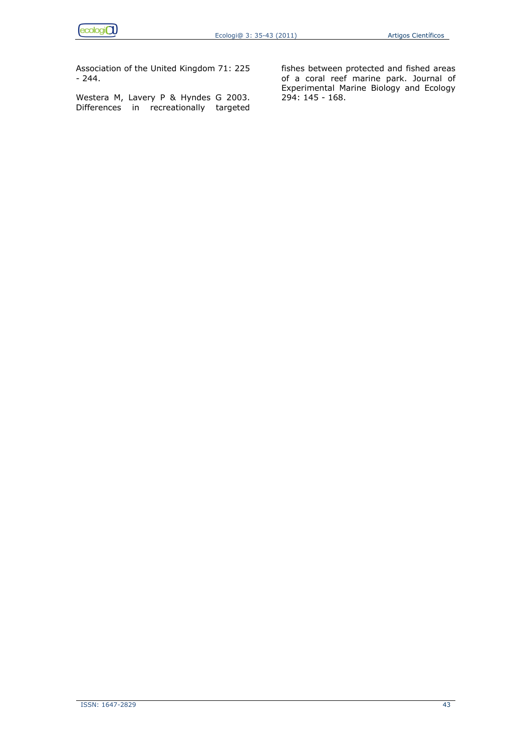Association of the United Kingdom 71: 225 - 244.

Westera M, Lavery P & Hyndes G 2003. Differences in recreationally targeted fishes between protected and fished areas of a coral reef marine park. Journal of Experimental Marine Biology and Ecology 294: 145 - 168.